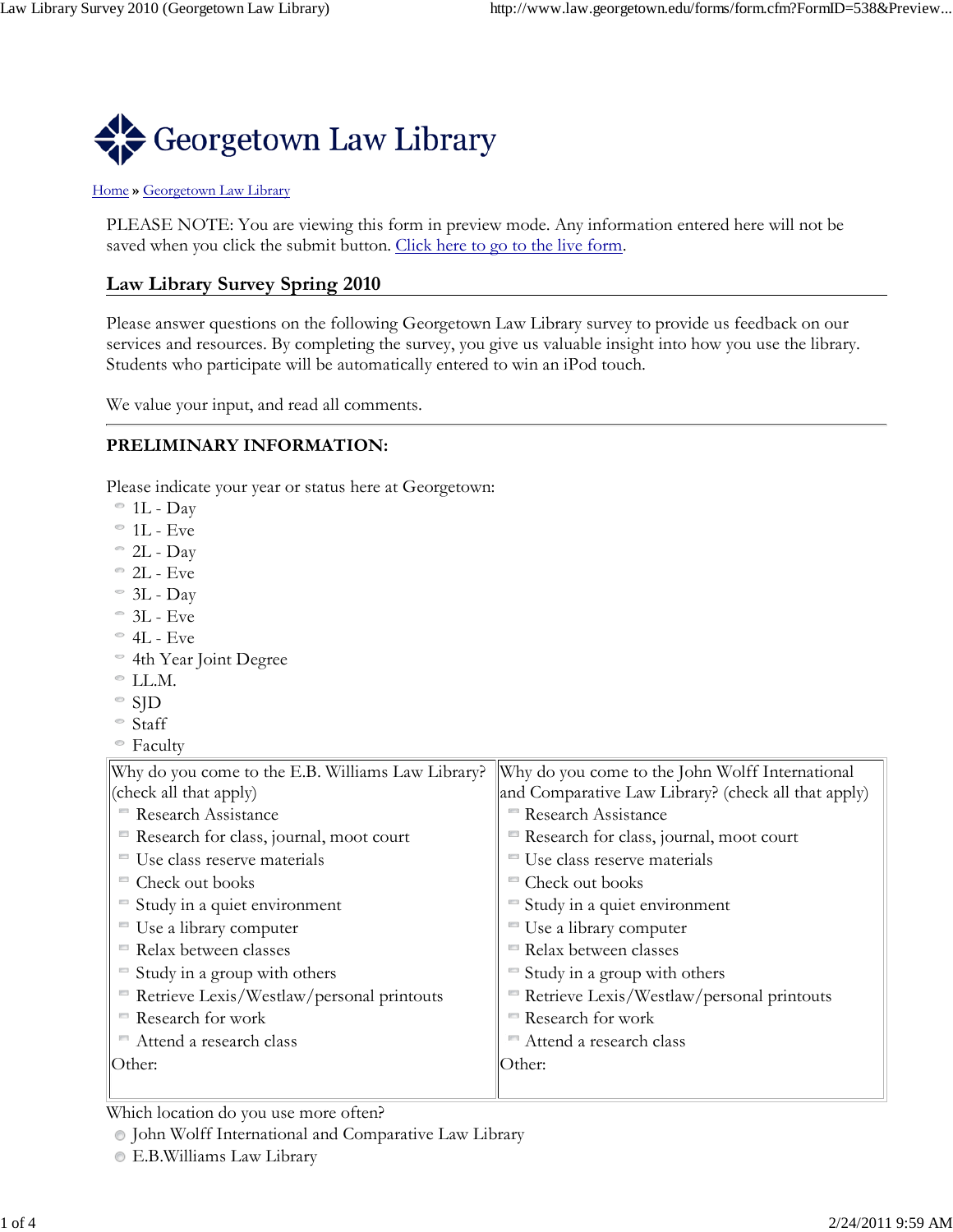# Georgetown Law Library

Home » Georgetown Law Library

PLEASE NOTE: You are viewing this form in preview mode. Any information entered here will not be saved when you click the submit button. Click here to go to the live form.

## Law Library Survey Spring 2010

Please answer questions on the following Georgetown Law Library survey to provide us feedback on our services and resources. By completing the survey, you give us valuable insight into how you use the library. Students who participate will be automatically entered to win an iPod touch.

We value your input, and read all comments.

---

**PRELIMINARY INFORMATION:**

Please indicate your year or status here at Georgetown:

- 1L - Day
- 1L - Eve
- 2L - Day
- 2L - Eve
- 3L - Day
- 3L - Eve
- 4L - Eve
- 4th Year Joint Degree
- LL.M.
- SJD
- Staff
- Faculty

Why do you come to the E.B. Williams Law Library? (check all that apply)

- Research Assistance
- Research for class, journal, moot court
- Use class reserve materials
- Check out books
- Study in a quiet environment
- Use a library computer
- Relax between classes
- Study in a group with others
- Retrieve Lexis/Westlaw/personal printouts
- Research for work
- Attend a research class

Other:

Why do you come to the John Wolff International and Comparative Law Library? (check all that apply)

- Research Assistance
- Research for class, journal, moot court
- Use class reserve materials
- Check out books
- Study in a quiet environment
- Use a library computer
- Relax between classes
- Study in a group with others
- Retrieve Lexis/Westlaw/personal printouts
- Research for work
- Attend a research class

Other:

Which location do you use more often?

- John Wolff International and Comparative Law Library
- E.B.Williams Law Library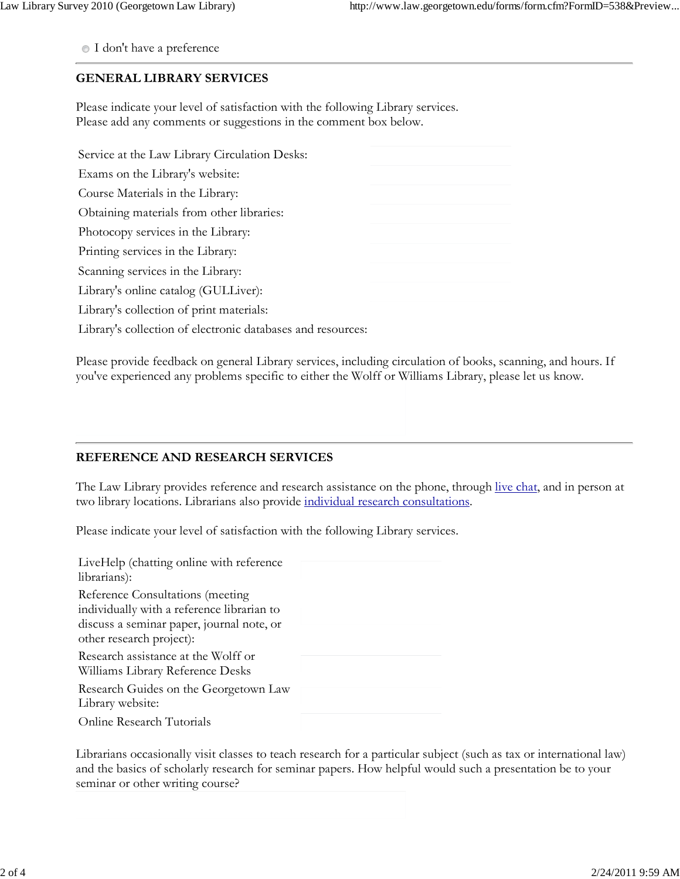- I don't have a preference

---

**GENERAL LIBRARY SERVICES**

Please indicate your level of satisfaction with the following Library services.
Please add any comments or suggestions in the comment box below.

Service at the Law Library Circulation Desks:

Exams on the Library's website:

Course Materials in the Library:

Obtaining materials from other libraries:

Photocopy services in the Library:

Printing services in the Library:

Scanning services in the Library:

Library's online catalog (GULLiver):

Library's collection of print materials:

Library's collection of electronic databases and resources:

Please provide feedback on general Library services, including circulation of books, scanning, and hours. If you've experienced any problems specific to either the Wolff or Williams Library, please let us know.

---

**REFERENCE AND RESEARCH SERVICES**

The Law Library provides reference and research assistance on the phone, through live chat, and in person at two library locations. Librarians also provide individual research consultations.

Please indicate your level of satisfaction with the following Library services.

LiveHelp (chatting online with reference librarians):

Reference Consultations (meeting individually with a reference librarian to discuss a seminar paper, journal note, or other research project):

Research assistance at the Wolff or Williams Library Reference Desks

Research Guides on the Georgetown Law Library website:

Online Research Tutorials

Librarians occasionally visit classes to teach research for a particular subject (such as tax or international law) and the basics of scholarly research for seminar papers. How helpful would such a presentation be to your seminar or other writing course?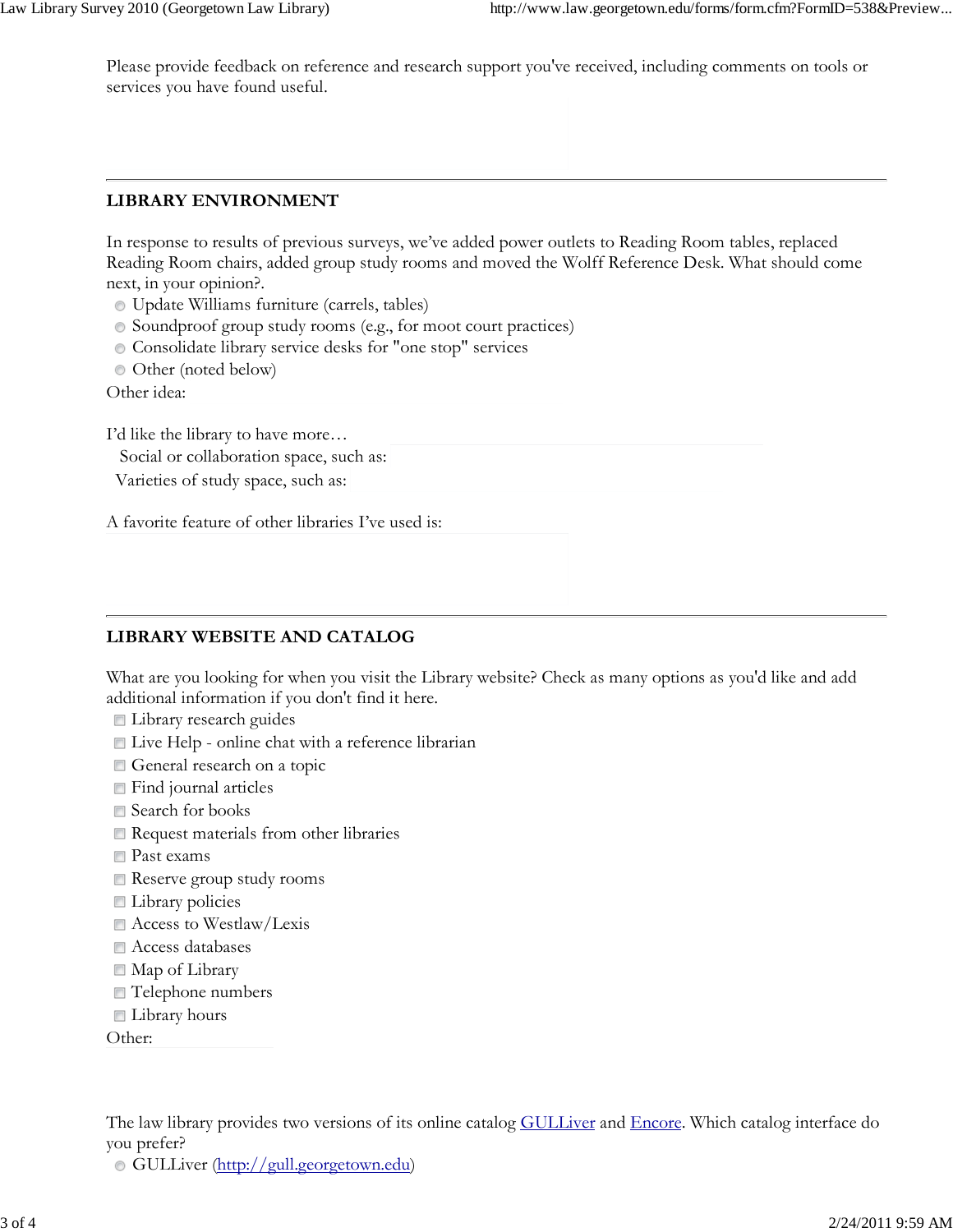Please provide feedback on reference and research support you've received, including comments on tools or services you have found useful.

## LIBRARY ENVIRONMENT

In response to results of previous surveys, we've added power outlets to Reading Room tables, replaced Reading Room chairs, added group study rooms and moved the Wolff Reference Desk. What should come next, in your opinion?.

- Update Williams furniture (carrels, tables)
- Soundproof group study rooms (e.g., for moot court practices)
- Consolidate library service desks for "one stop" services
- Other (noted below)

Other idea:

I'd like the library to have more…

Social or collaboration space, such as:

Varieties of study space, such as:

A favorite feature of other libraries I've used is:

## LIBRARY WEBSITE AND CATALOG

What are you looking for when you visit the Library website? Check as many options as you'd like and add additional information if you don't find it here.

- Library research guides
- Live Help - online chat with a reference librarian
- General research on a topic
- Find journal articles
- Search for books
- Request materials from other libraries
- Past exams
- Reserve group study rooms
- Library policies
- Access to Westlaw/Lexis
- Access databases
- Map of Library
- Telephone numbers
- Library hours

Other:

The law library provides two versions of its online catalog GULLiver and Encore. Which catalog interface do you prefer?

- GULLiver (http://gull.georgetown.edu)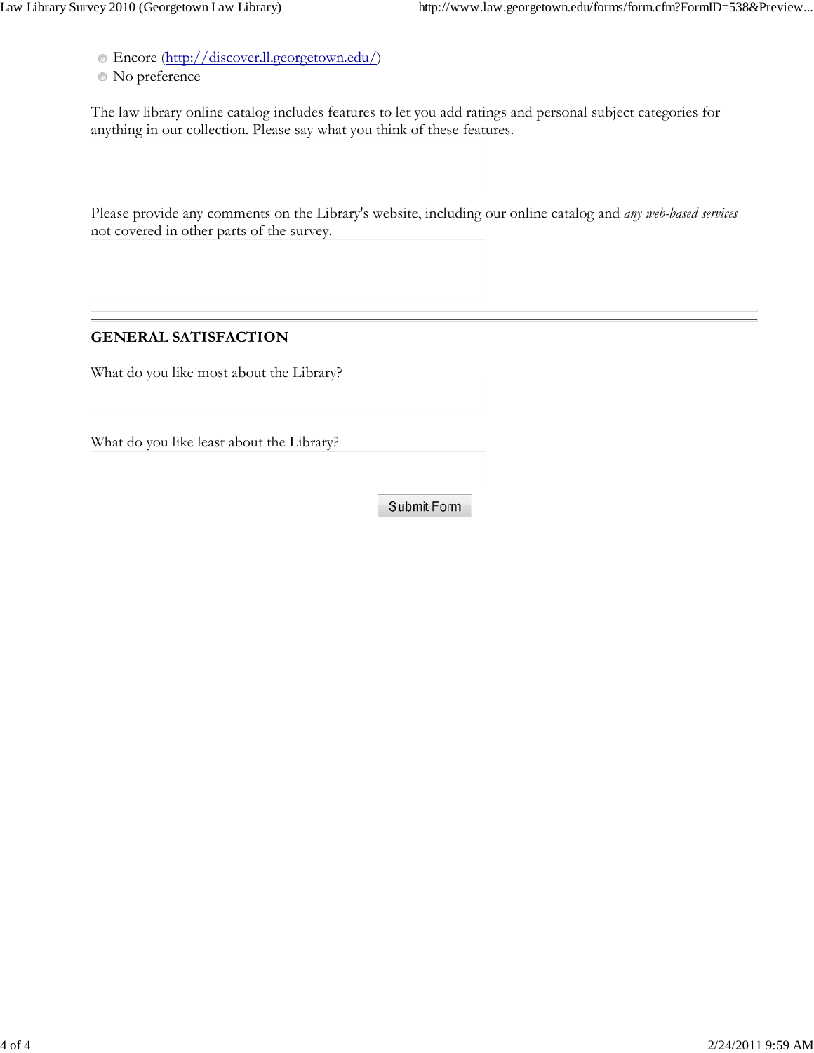- ○ Encore (http://discover.ll.georgetown.edu/)
- ○ No preference

The law library online catalog includes features to let you add ratings and personal subject categories for anything in our collection. Please say what you think of these features.

Please provide any comments on the Library's website, including our online catalog and *any web-based services* not covered in other parts of the survey.

---

## GENERAL SATISFACTION

What do you like most about the Library?

What do you like least about the Library?

Submit Form